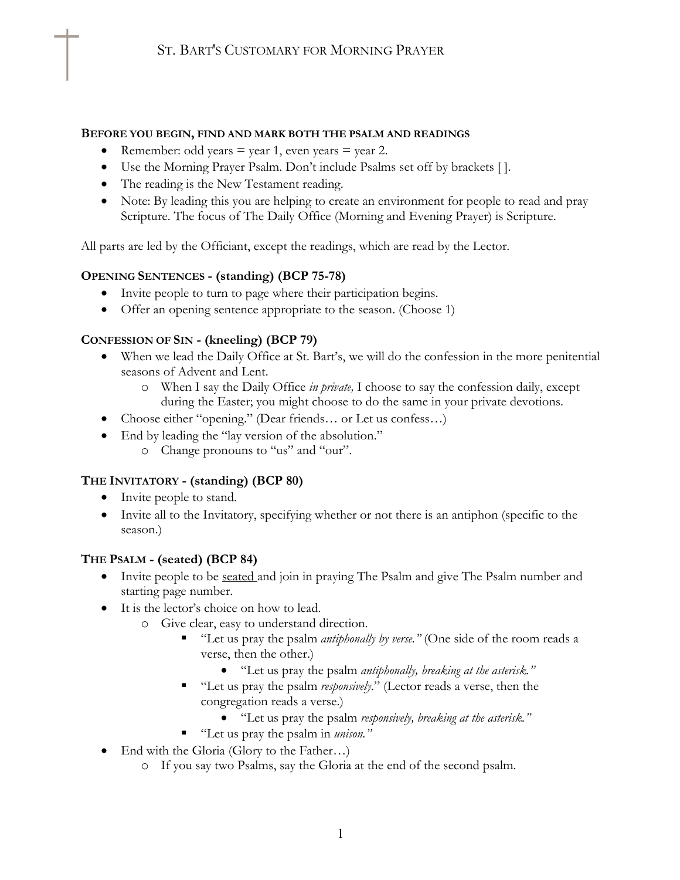# St. Bart's Customary for Morning Prayer

**Before you begin, find and mark both the psalm and readings**

- Remember: odd years = year 1, even years = year 2.
- Use the Morning Prayer Psalm. Don't include Psalms set off by brackets [ ].
- The reading is the New Testament reading.
- Note: By leading this you are helping to create an environment for people to read and pray Scripture. The focus of The Daily Office (Morning and Evening Prayer) is Scripture.

All parts are led by the Officiant, except the readings, which are read by the Lector.

**Opening Sentences - (standing) (BCP 75-78)**

- Invite people to turn to page where their participation begins.
- Offer an opening sentence appropriate to the season. (Choose 1)

**Confession of Sin - (kneeling) (BCP 79)**

- When we lead the Daily Office at St. Bart's, we will do the confession in the more penitential seasons of Advent and Lent.
  - When I say the Daily Office *in private,* I choose to say the confession daily, except during the Easter; you might choose to do the same in your private devotions.
- Choose either "opening." (Dear friends… or Let us confess…)
- End by leading the "lay version of the absolution."
  - Change pronouns to "us" and "our".

**The Invitatory - (standing) (BCP 80)**

- Invite people to stand.
- Invite all to the Invitatory, specifying whether or not there is an antiphon (specific to the season.)

**The Psalm - (seated) (BCP 84)**

- Invite people to be <u>seated</u> and join in praying The Psalm and give The Psalm number and starting page number.
- It is the lector's choice on how to lead.
  - Give clear, easy to understand direction.
    - "Let us pray the psalm *antiphonally by verse."* (One side of the room reads a verse, then the other.)
      - "Let us pray the psalm *antiphonally, breaking at the asterisk."*
    - "Let us pray the psalm *responsively*." (Lector reads a verse, then the congregation reads a verse.)
      - "Let us pray the psalm *responsively, breaking at the asterisk."*
    - "Let us pray the psalm in *unison."*
- End with the Gloria (Glory to the Father…)
  - If you say two Psalms, say the Gloria at the end of the second psalm.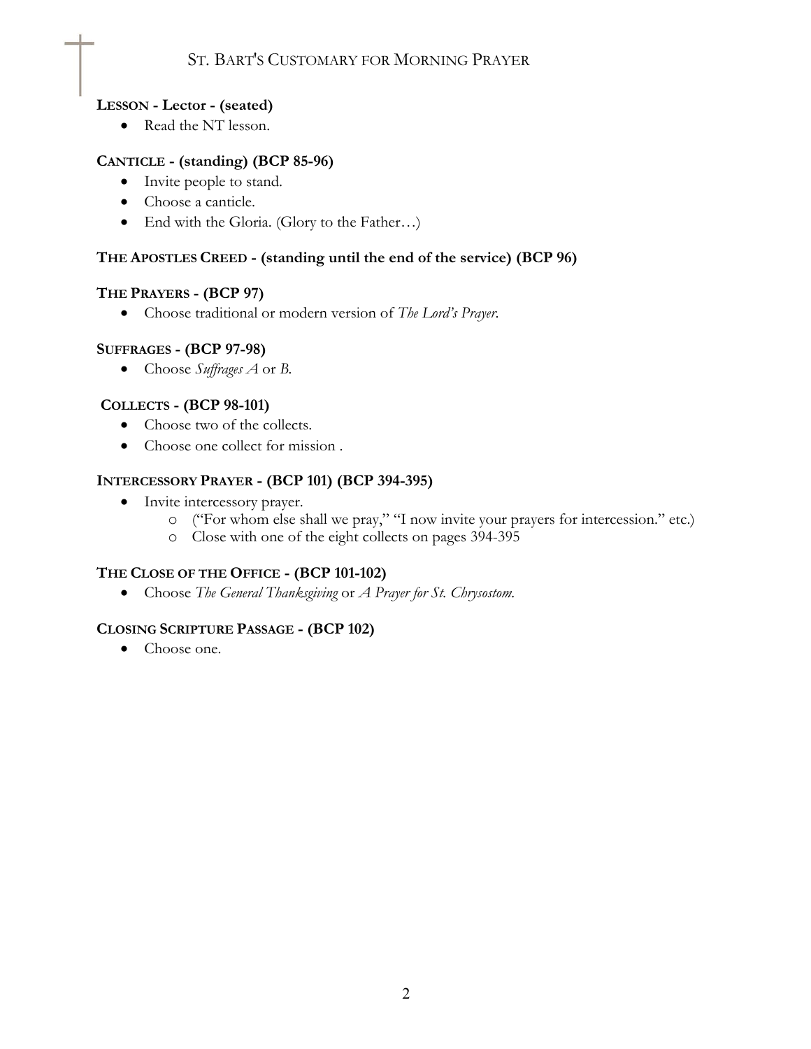**LESSON - Lector - (seated)**

- Read the NT lesson.

**CANTICLE - (standing) (BCP 85-96)**

- Invite people to stand.
- Choose a canticle.
- End with the Gloria. (Glory to the Father…)

**THE APOSTLES CREED - (standing until the end of the service) (BCP 96)**

**THE PRAYERS - (BCP 97)**

- Choose traditional or modern version of *The Lord's Prayer*.

**SUFFRAGES - (BCP 97-98)**

- Choose *Suffrages A* or *B*.

**COLLECTS - (BCP 98-101)**

- Choose two of the collects.
- Choose one collect for mission .

**INTERCESSORY PRAYER - (BCP 101) (BCP 394-395)**

- Invite intercessory prayer.
    - ("For whom else shall we pray," "I now invite your prayers for intercession." etc.)
    - Close with one of the eight collects on pages 394-395

**THE CLOSE OF THE OFFICE - (BCP 101-102)**

- Choose *The General Thanksgiving* or *A Prayer for St. Chrysostom*.

**CLOSING SCRIPTURE PASSAGE - (BCP 102)**

- Choose one.